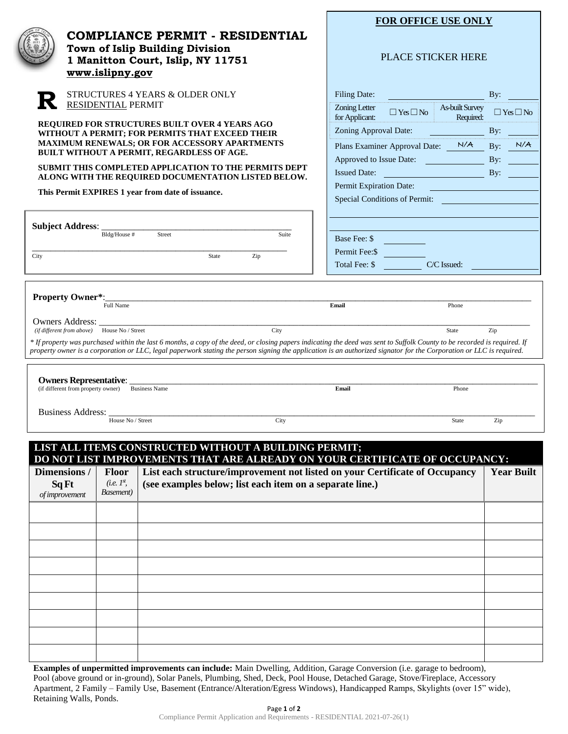# COMPLIANCE PERMIT - RESIDENTIAL

**Town of Islip Building Division**
**1 Manitton Court, Islip, NY 11751**
**www.islipny.gov**

**R** STRUCTURES 4 YEARS & OLDER ONLY
RESIDENTIAL PERMIT

**REQUIRED FOR STRUCTURES BUILT OVER 4 YEARS AGO WITHOUT A PERMIT; FOR PERMITS THAT EXCEED THEIR MAXIMUM RENEWALS; OR FOR ACCESSORY APARTMENTS BUILT WITHOUT A PERMIT, REGARDLESS OF AGE.**

**SUBMIT THIS COMPLETED APPLICATION TO THE PERMITS DEPT ALONG WITH THE REQUIRED DOCUMENTATION LISTED BELOW.**

**This Permit EXPIRES 1 year from date of issuance.**

## FOR OFFICE USE ONLY

PLACE STICKER HERE

Filing Date: ____________ By: ______

Zoning Letter for Applicant: ☐ Yes ☐ No   As-built Survey Required: ☐ Yes ☐ No

Zoning Approval Date: ____________ By: ______

Plans Examiner Approval Date: N/A By: N/A

Approved to Issue Date: ____________ By: ______

Issued Date: ____________ By: ______

Permit Expiration Date: ____________

Special Conditions of Permit: ____________

Base Fee: $ ______

Permit Fee:$ ______

Total Fee: $ ______ C/C Issued: ______

**Subject Address**: ____________________________________
Bldg/House #   Street   Suite

____________________________________
City   State   Zip

**Property Owner***: ____________________________________
Full Name   **Email**   Phone

Owners Address: ____________________________________
*(if different from above)*   House No / Street   City   State   Zip

*\* If property was purchased within the last 6 months, a copy of the deed, or closing papers indicating the deed was sent to Suffolk County to be recorded is required. If property owner is a corporation or LLC, legal paperwork stating the person signing the application is an authorized signator for the Corporation or LLC is required.*

**Owners Representative**: ____________________________________
(if different from property owner)   Business Name   **Email**   Phone

Business Address: ____________________________________
House No / Street   City   State   Zip

## LIST ALL ITEMS CONSTRUCTED WITHOUT A BUILDING PERMIT; DO NOT LIST IMPROVEMENTS THAT ARE ALREADY ON YOUR CERTIFICATE OF OCCUPANCY:

| **Dimensions / Sq Ft** *of improvement* | **Floor** *(i.e. 1st, Basement)* | **List each structure/improvement not listed on your Certificate of Occupancy (see examples below; list each item on a separate line.)** | **Year Built** |
|---|---|---|---|
| | | | |
| | | | |
| | | | |
| | | | |
| | | | |
| | | | |
| | | | |
| | | | |
| | | | |

**Examples of unpermitted improvements can include:** Main Dwelling, Addition, Garage Conversion (i.e. garage to bedroom), Pool (above ground or in-ground), Solar Panels, Plumbing, Shed, Deck, Pool House, Detached Garage, Stove/Fireplace, Accessory Apartment, 2 Family – Family Use, Basement (Entrance/Alteration/Egress Windows), Handicapped Ramps, Skylights (over 15" wide), Retaining Walls, Ponds.

Compliance Permit Application and Requirements - RESIDENTIAL 2021-07-26(1)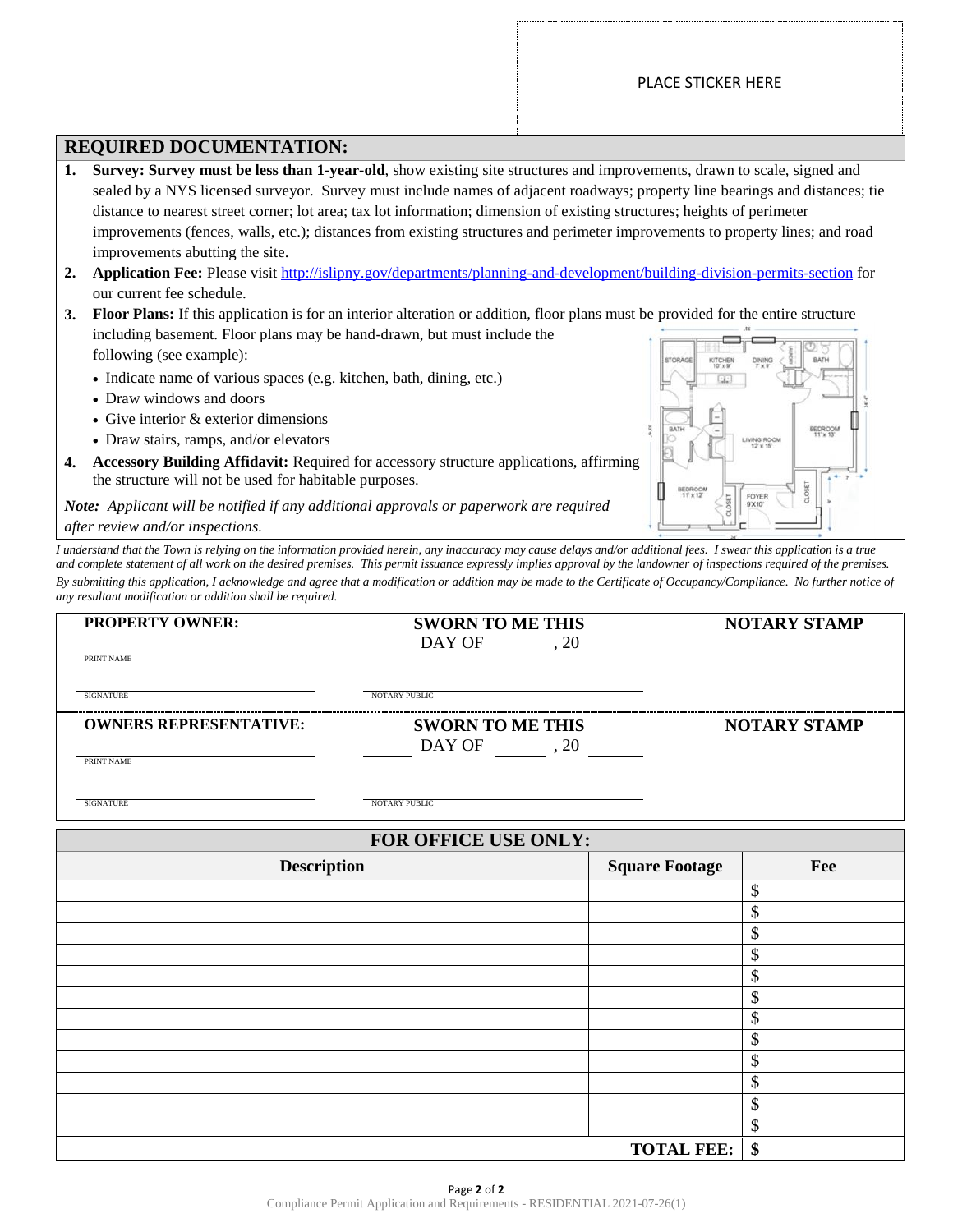PLACE STICKER HERE

## REQUIRED DOCUMENTATION:

1. **Survey: Survey must be less than 1-year-old**, show existing site structures and improvements, drawn to scale, signed and sealed by a NYS licensed surveyor. Survey must include names of adjacent roadways; property line bearings and distances; tie distance to nearest street corner; lot area; tax lot information; dimension of existing structures; heights of perimeter improvements (fences, walls, etc.); distances from existing structures and perimeter improvements to property lines; and road improvements abutting the site.
2. **Application Fee:** Please visit http://islipny.gov/departments/planning-and-development/building-division-permits-section for our current fee schedule.
3. **Floor Plans:** If this application is for an interior alteration or addition, floor plans must be provided for the entire structure – including basement. Floor plans may be hand-drawn, but must include the following (see example):
   - Indicate name of various spaces (e.g. kitchen, bath, dining, etc.)
   - Draw windows and doors
   - Give interior & exterior dimensions
   - Draw stairs, ramps, and/or elevators
4. **Accessory Building Affidavit:** Required for accessory structure applications, affirming the structure will not be used for habitable purposes.

***Note:*** *Applicant will be notified if any additional approvals or paperwork are required after review and/or inspections.*

*I understand that the Town is relying on the information provided herein, any inaccuracy may cause delays and/or additional fees. I swear this application is a true and complete statement of all work on the desired premises. This permit issuance expressly implies approval by the landowner of inspections required of the premises. By submitting this application, I acknowledge and agree that a modification or addition may be made to the Certificate of Occupancy/Compliance. No further notice of any resultant modification or addition shall be required.*

| | | |
|---|---|---|
| **PROPERTY OWNER:** | **SWORN TO ME THIS** ______ DAY OF ______ , 20 ______ | **NOTARY STAMP** |
| ______________________ PRINT NAME | | |
| ______________________ SIGNATURE | ______________________ NOTARY PUBLIC | |
| **OWNERS REPRESENTATIVE:** | **SWORN TO ME THIS** ______ DAY OF ______ , 20 ______ | **NOTARY STAMP** |
| ______________________ PRINT NAME | | |
| ______________________ SIGNATURE | ______________________ NOTARY PUBLIC | |

## FOR OFFICE USE ONLY:

| Description | Square Footage | Fee |
|---|---|---|
| | | $ |
| | | $ |
| | | $ |
| | | $ |
| | | $ |
| | | $ |
| | | $ |
| | | $ |
| | | $ |
| | | $ |
| | | $ |
| | | $ |
| | **TOTAL FEE:** | **$** |

Compliance Permit Application and Requirements - RESIDENTIAL 2021-07-26(1)